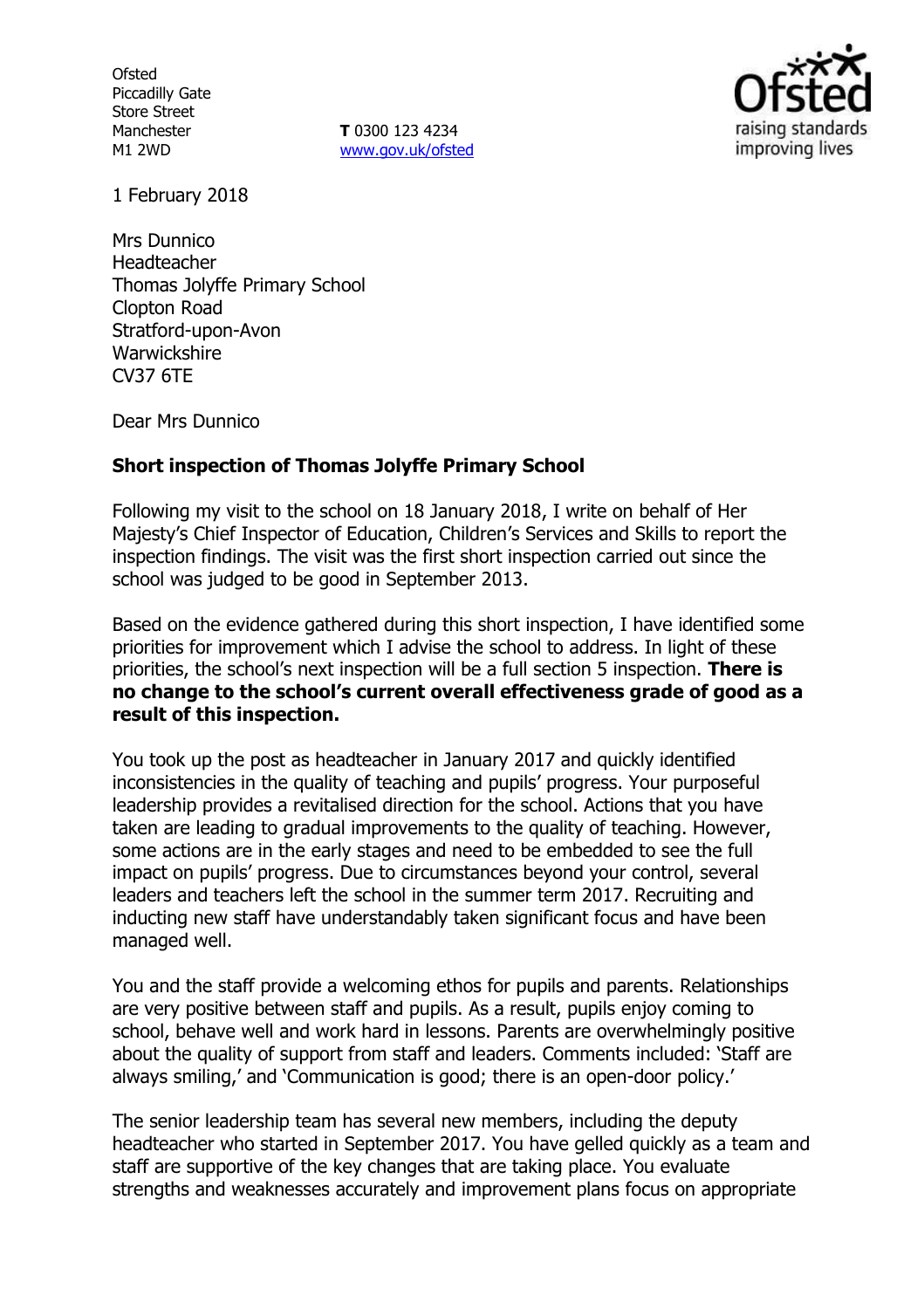Ofsted
Piccadilly Gate
Store Street
Manchester
M1 2WD

**T** 0300 123 4234
www.gov.uk/ofsted

1 February 2018

Mrs Dunnico
Headteacher
Thomas Jolyffe Primary School
Clopton Road
Stratford-upon-Avon
Warwickshire
CV37 6TE

Dear Mrs Dunnico

**Short inspection of Thomas Jolyffe Primary School**

Following my visit to the school on 18 January 2018, I write on behalf of Her Majesty's Chief Inspector of Education, Children's Services and Skills to report the inspection findings. The visit was the first short inspection carried out since the school was judged to be good in September 2013.

Based on the evidence gathered during this short inspection, I have identified some priorities for improvement which I advise the school to address. In light of these priorities, the school's next inspection will be a full section 5 inspection. **There is no change to the school's current overall effectiveness grade of good as a result of this inspection.**

You took up the post as headteacher in January 2017 and quickly identified inconsistencies in the quality of teaching and pupils' progress. Your purposeful leadership provides a revitalised direction for the school. Actions that you have taken are leading to gradual improvements to the quality of teaching. However, some actions are in the early stages and need to be embedded to see the full impact on pupils' progress. Due to circumstances beyond your control, several leaders and teachers left the school in the summer term 2017. Recruiting and inducting new staff have understandably taken significant focus and have been managed well.

You and the staff provide a welcoming ethos for pupils and parents. Relationships are very positive between staff and pupils. As a result, pupils enjoy coming to school, behave well and work hard in lessons. Parents are overwhelmingly positive about the quality of support from staff and leaders. Comments included: 'Staff are always smiling,' and 'Communication is good; there is an open-door policy.'

The senior leadership team has several new members, including the deputy headteacher who started in September 2017. You have gelled quickly as a team and staff are supportive of the key changes that are taking place. You evaluate strengths and weaknesses accurately and improvement plans focus on appropriate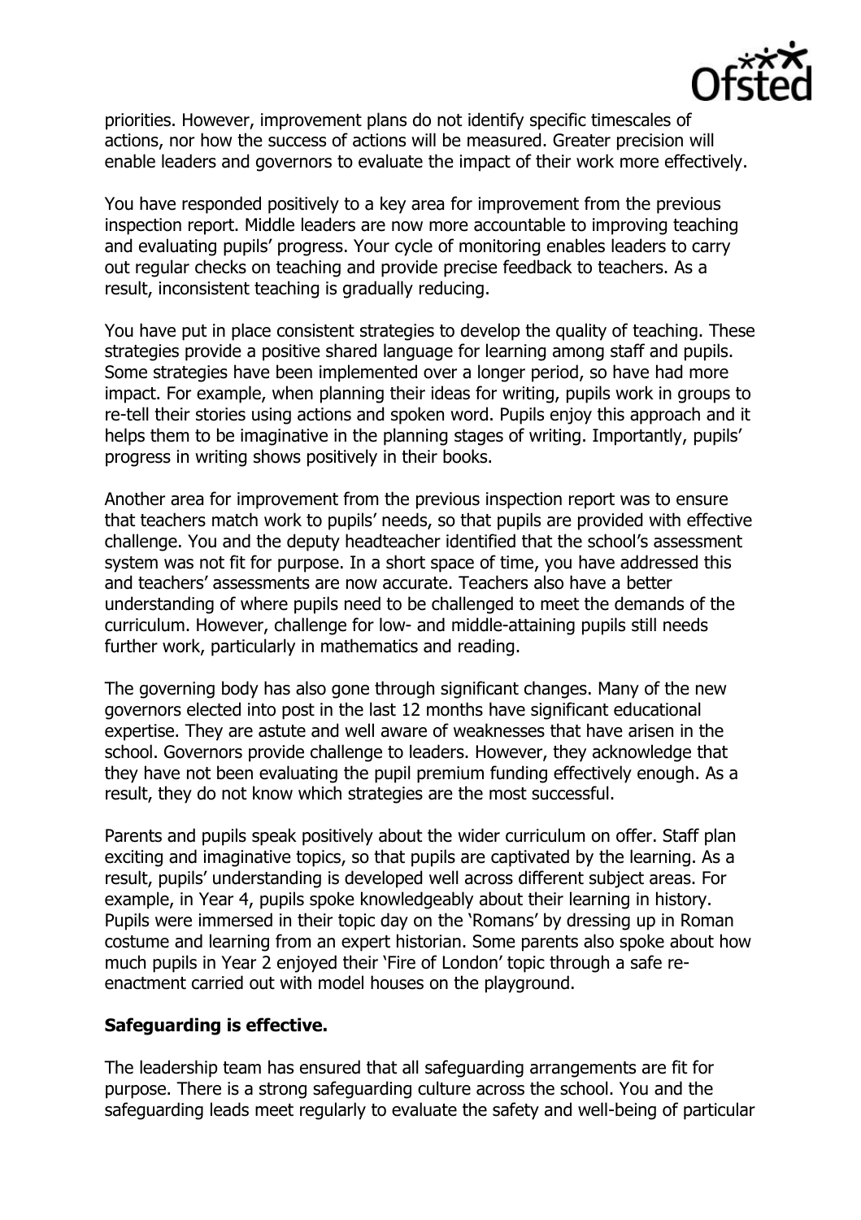priorities. However, improvement plans do not identify specific timescales of actions, nor how the success of actions will be measured. Greater precision will enable leaders and governors to evaluate the impact of their work more effectively.

You have responded positively to a key area for improvement from the previous inspection report. Middle leaders are now more accountable to improving teaching and evaluating pupils' progress. Your cycle of monitoring enables leaders to carry out regular checks on teaching and provide precise feedback to teachers. As a result, inconsistent teaching is gradually reducing.

You have put in place consistent strategies to develop the quality of teaching. These strategies provide a positive shared language for learning among staff and pupils. Some strategies have been implemented over a longer period, so have had more impact. For example, when planning their ideas for writing, pupils work in groups to re-tell their stories using actions and spoken word. Pupils enjoy this approach and it helps them to be imaginative in the planning stages of writing. Importantly, pupils' progress in writing shows positively in their books.

Another area for improvement from the previous inspection report was to ensure that teachers match work to pupils' needs, so that pupils are provided with effective challenge. You and the deputy headteacher identified that the school's assessment system was not fit for purpose. In a short space of time, you have addressed this and teachers' assessments are now accurate. Teachers also have a better understanding of where pupils need to be challenged to meet the demands of the curriculum. However, challenge for low- and middle-attaining pupils still needs further work, particularly in mathematics and reading.

The governing body has also gone through significant changes. Many of the new governors elected into post in the last 12 months have significant educational expertise. They are astute and well aware of weaknesses that have arisen in the school. Governors provide challenge to leaders. However, they acknowledge that they have not been evaluating the pupil premium funding effectively enough. As a result, they do not know which strategies are the most successful.

Parents and pupils speak positively about the wider curriculum on offer. Staff plan exciting and imaginative topics, so that pupils are captivated by the learning. As a result, pupils' understanding is developed well across different subject areas. For example, in Year 4, pupils spoke knowledgeably about their learning in history. Pupils were immersed in their topic day on the 'Romans' by dressing up in Roman costume and learning from an expert historian. Some parents also spoke about how much pupils in Year 2 enjoyed their 'Fire of London' topic through a safe re-enactment carried out with model houses on the playground.

**Safeguarding is effective.**

The leadership team has ensured that all safeguarding arrangements are fit for purpose. There is a strong safeguarding culture across the school. You and the safeguarding leads meet regularly to evaluate the safety and well-being of particular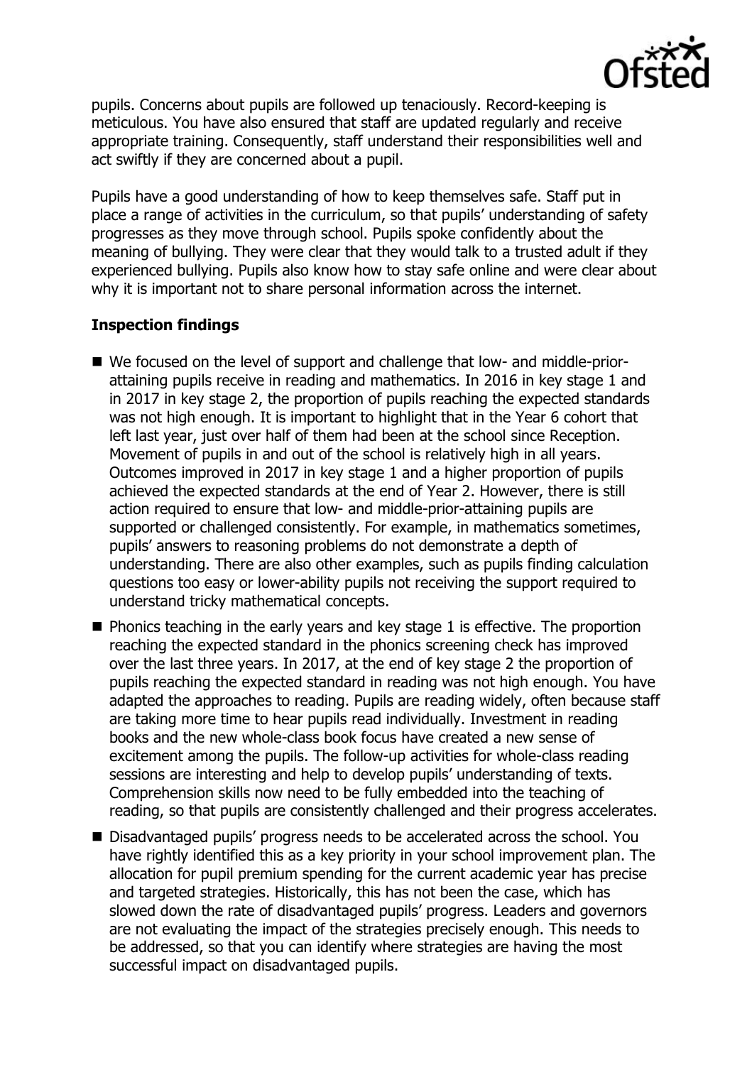pupils. Concerns about pupils are followed up tenaciously. Record-keeping is meticulous. You have also ensured that staff are updated regularly and receive appropriate training. Consequently, staff understand their responsibilities well and act swiftly if they are concerned about a pupil.

Pupils have a good understanding of how to keep themselves safe. Staff put in place a range of activities in the curriculum, so that pupils' understanding of safety progresses as they move through school. Pupils spoke confidently about the meaning of bullying. They were clear that they would talk to a trusted adult if they experienced bullying. Pupils also know how to stay safe online and were clear about why it is important not to share personal information across the internet.

## Inspection findings

- We focused on the level of support and challenge that low- and middle-prior-attaining pupils receive in reading and mathematics. In 2016 in key stage 1 and in 2017 in key stage 2, the proportion of pupils reaching the expected standards was not high enough. It is important to highlight that in the Year 6 cohort that left last year, just over half of them had been at the school since Reception. Movement of pupils in and out of the school is relatively high in all years. Outcomes improved in 2017 in key stage 1 and a higher proportion of pupils achieved the expected standards at the end of Year 2. However, there is still action required to ensure that low- and middle-prior-attaining pupils are supported or challenged consistently. For example, in mathematics sometimes, pupils' answers to reasoning problems do not demonstrate a depth of understanding. There are also other examples, such as pupils finding calculation questions too easy or lower-ability pupils not receiving the support required to understand tricky mathematical concepts.
- Phonics teaching in the early years and key stage 1 is effective. The proportion reaching the expected standard in the phonics screening check has improved over the last three years. In 2017, at the end of key stage 2 the proportion of pupils reaching the expected standard in reading was not high enough. You have adapted the approaches to reading. Pupils are reading widely, often because staff are taking more time to hear pupils read individually. Investment in reading books and the new whole-class book focus have created a new sense of excitement among the pupils. The follow-up activities for whole-class reading sessions are interesting and help to develop pupils' understanding of texts. Comprehension skills now need to be fully embedded into the teaching of reading, so that pupils are consistently challenged and their progress accelerates.
- Disadvantaged pupils' progress needs to be accelerated across the school. You have rightly identified this as a key priority in your school improvement plan. The allocation for pupil premium spending for the current academic year has precise and targeted strategies. Historically, this has not been the case, which has slowed down the rate of disadvantaged pupils' progress. Leaders and governors are not evaluating the impact of the strategies precisely enough. This needs to be addressed, so that you can identify where strategies are having the most successful impact on disadvantaged pupils.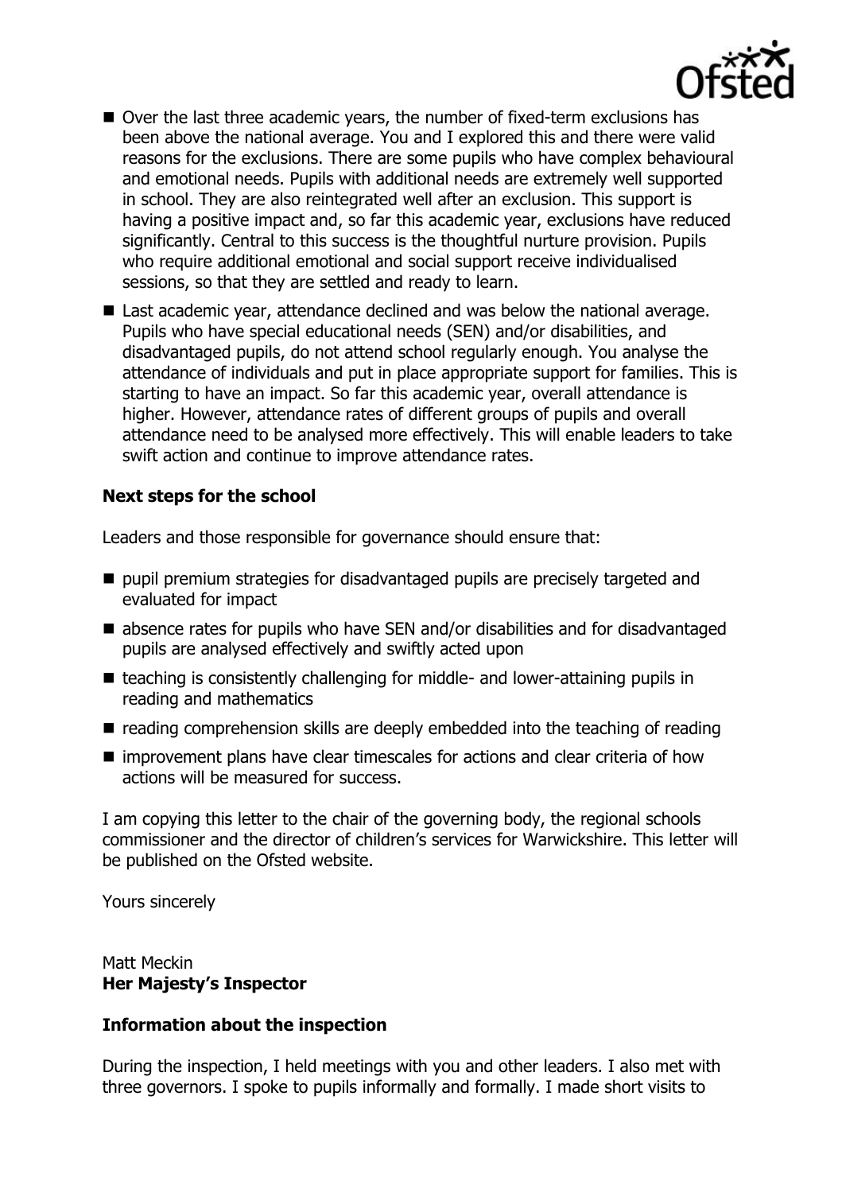- Over the last three academic years, the number of fixed-term exclusions has been above the national average. You and I explored this and there were valid reasons for the exclusions. There are some pupils who have complex behavioural and emotional needs. Pupils with additional needs are extremely well supported in school. They are also reintegrated well after an exclusion. This support is having a positive impact and, so far this academic year, exclusions have reduced significantly. Central to this success is the thoughtful nurture provision. Pupils who require additional emotional and social support receive individualised sessions, so that they are settled and ready to learn.
- Last academic year, attendance declined and was below the national average. Pupils who have special educational needs (SEN) and/or disabilities, and disadvantaged pupils, do not attend school regularly enough. You analyse the attendance of individuals and put in place appropriate support for families. This is starting to have an impact. So far this academic year, overall attendance is higher. However, attendance rates of different groups of pupils and overall attendance need to be analysed more effectively. This will enable leaders to take swift action and continue to improve attendance rates.

### Next steps for the school

Leaders and those responsible for governance should ensure that:

- pupil premium strategies for disadvantaged pupils are precisely targeted and evaluated for impact
- absence rates for pupils who have SEN and/or disabilities and for disadvantaged pupils are analysed effectively and swiftly acted upon
- teaching is consistently challenging for middle- and lower-attaining pupils in reading and mathematics
- reading comprehension skills are deeply embedded into the teaching of reading
- improvement plans have clear timescales for actions and clear criteria of how actions will be measured for success.

I am copying this letter to the chair of the governing body, the regional schools commissioner and the director of children's services for Warwickshire. This letter will be published on the Ofsted website.

Yours sincerely

Matt Meckin
**Her Majesty's Inspector**

### Information about the inspection

During the inspection, I held meetings with you and other leaders. I also met with three governors. I spoke to pupils informally and formally. I made short visits to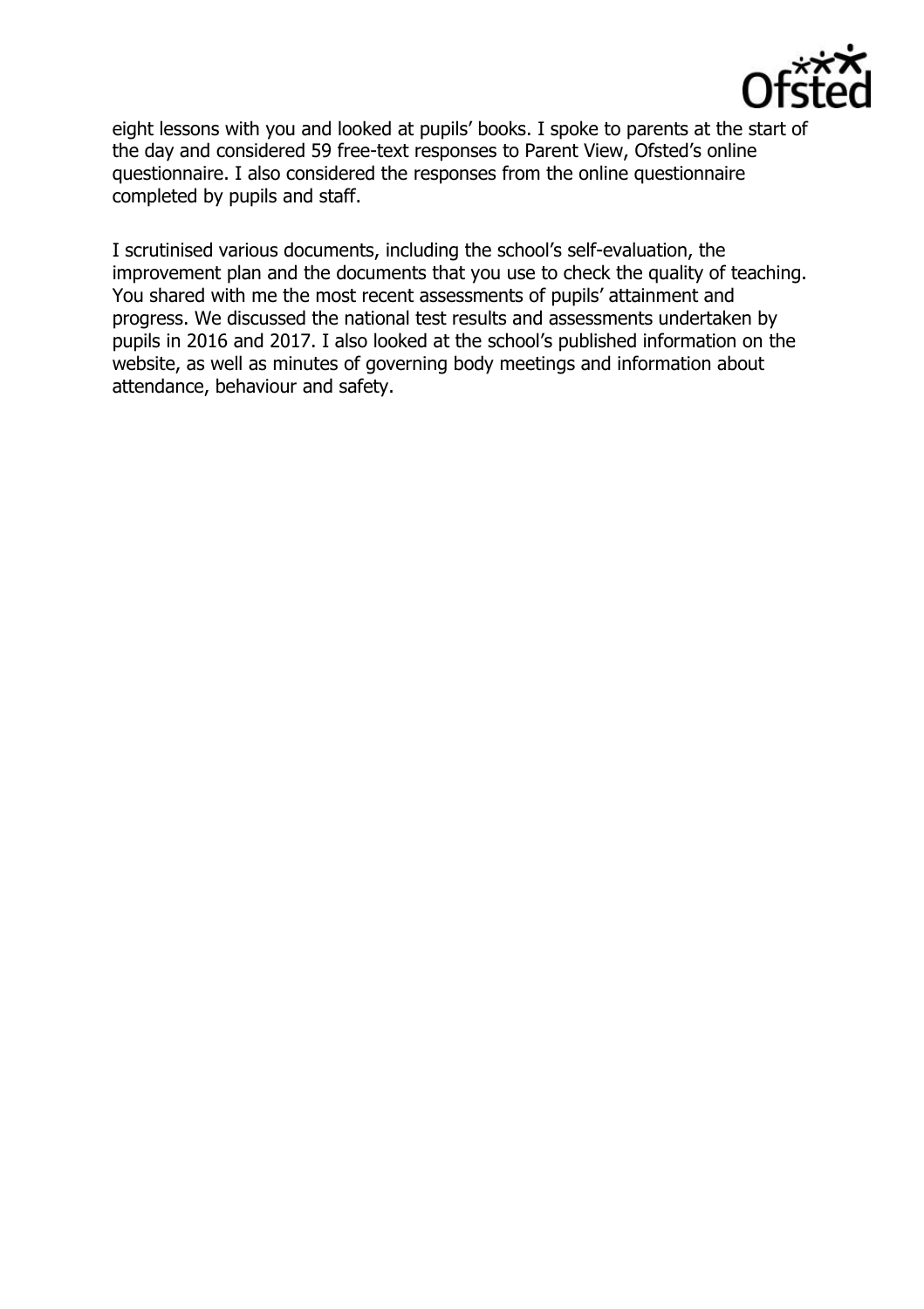eight lessons with you and looked at pupils' books. I spoke to parents at the start of the day and considered 59 free-text responses to Parent View, Ofsted's online questionnaire. I also considered the responses from the online questionnaire completed by pupils and staff.

I scrutinised various documents, including the school's self-evaluation, the improvement plan and the documents that you use to check the quality of teaching. You shared with me the most recent assessments of pupils' attainment and progress. We discussed the national test results and assessments undertaken by pupils in 2016 and 2017. I also looked at the school's published information on the website, as well as minutes of governing body meetings and information about attendance, behaviour and safety.